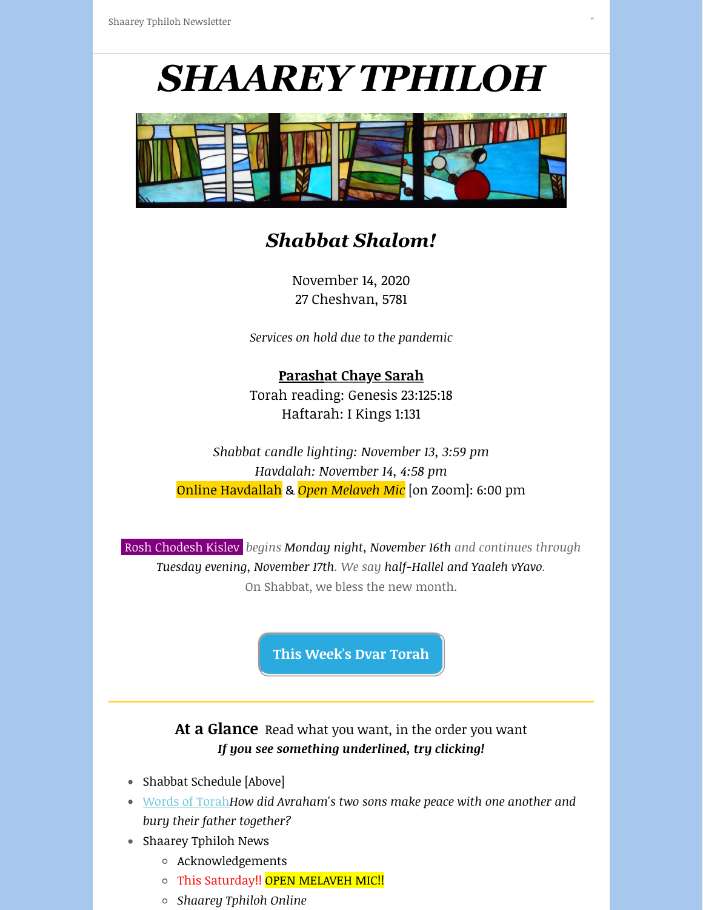Shaarey Tphiloh Newsletter

# *SHAAREY TPHILOH*

## ***Shabbat Shalom!***

November 14, 2020
27 Cheshvan, 5781

*Services on hold due to the pandemic*

**Parashat Chaye Sarah**
Torah reading: Genesis 23:125:18
Haftarah: I Kings 1:131

*Shabbat candle lighting: November 13, 3:59 pm*
*Havdalah: November 14, 4:58 pm*
Online Havdallah & *Open Melaveh Mic* [on Zoom]: 6:00 pm

Rosh Chodesh Kislev *begins Monday night, November 16th and continues through Tuesday evening, November 17th. We say half-Hallel and Yaaleh vYavo.*
On Shabbat, we bless the new month.

**This Week's Dvar Torah**

---

**At a Glance** Read what you want, in the order you want
***If you see something underlined, try clicking!***

- Shabbat Schedule [Above]
- Words of Torah*How did Avraham's two sons make peace with one another and bury their father together?*
- Shaarey Tphiloh News
    - Acknowledgements
    - This Saturday!! OPEN MELAVEH MIC!!
    - *Shaarey Tphiloh Online*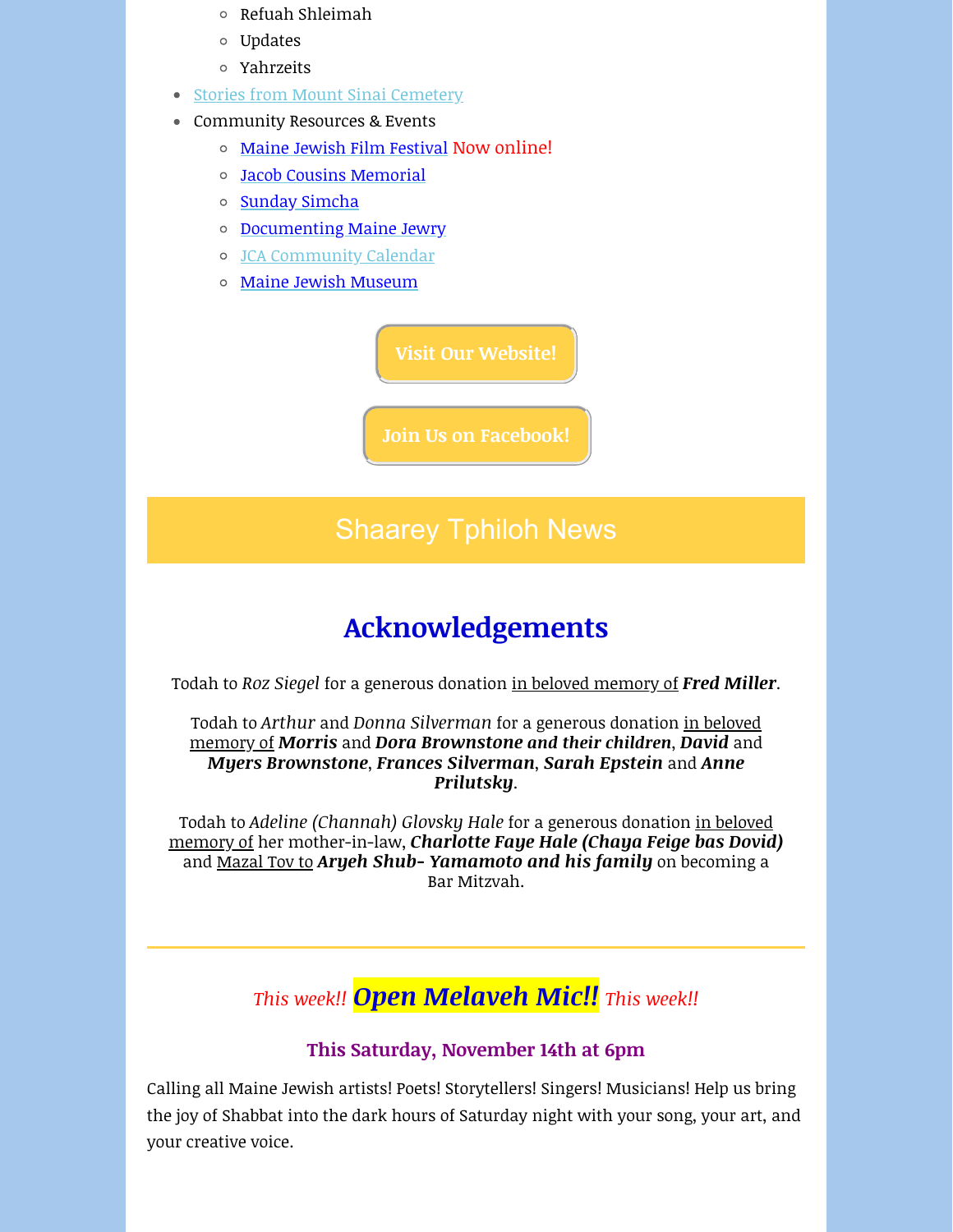- Refuah Shleimah
  - Updates
  - Yahrzeits
- Stories from Mount Sinai Cemetery
- Community Resources & Events
  - Maine Jewish Film Festival Now online!
  - Jacob Cousins Memorial
  - Sunday Simcha
  - Documenting Maine Jewry
  - JCA Community Calendar
  - Maine Jewish Museum

**Visit Our Website!**

**Join Us on Facebook!**

## Shaarey Tphiloh News

# Acknowledgements

Todah to *Roz Siegel* for a generous donation in beloved memory of ***Fred Miller***.

Todah to *Arthur* and *Donna Silverman* for a generous donation in beloved memory of ***Morris*** and ***Dora Brownstone and their children***, ***David*** and ***Myers Brownstone***, ***Frances Silverman***, ***Sarah Epstein*** and ***Anne Prilutsky***.

Todah to *Adeline (Channah) Glovsky Hale* for a generous donation in beloved memory of her mother-in-law, ***Charlotte Faye Hale (Chaya Feige bas Dovid)*** and Mazal Tov to ***Aryeh Shub- Yamamoto and his family*** on becoming a Bar Mitzvah.

---

*This week!!* ***Open Melaveh Mic!!*** *This week!!*

**This Saturday, November 14th at 6pm**

Calling all Maine Jewish artists! Poets! Storytellers! Singers! Musicians! Help us bring the joy of Shabbat into the dark hours of Saturday night with your song, your art, and your creative voice.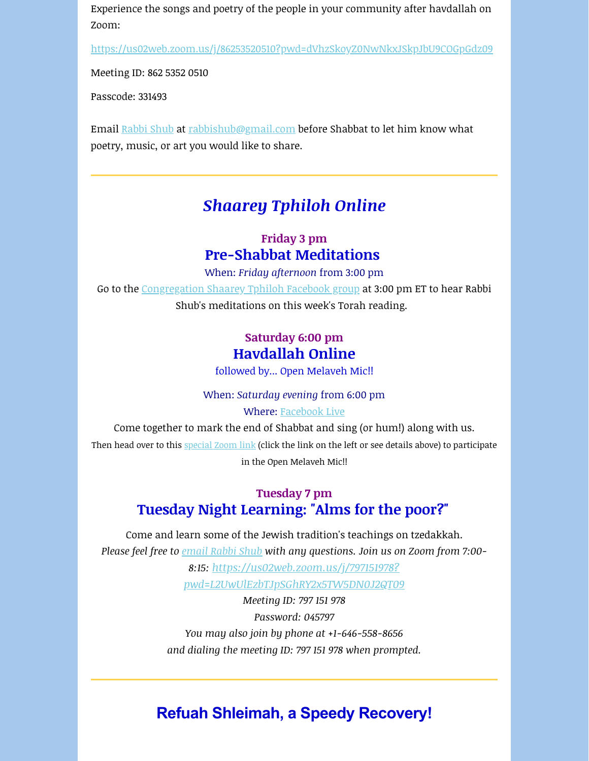Experience the songs and poetry of the people in your community after havdallah on Zoom:

https://us02web.zoom.us/j/86253520510?pwd=dVhzSkoyZ0NwNkxJSkpJbU9COGpGdz09

Meeting ID: 862 5352 0510

Passcode: 331493

Email Rabbi Shub at rabbishub@gmail.com before Shabbat to let him know what poetry, music, or art you would like to share.

---

## *Shaarey Tphiloh Online*

**Friday 3 pm**

### Pre-Shabbat Meditations

When: *Friday afternoon* from 3:00 pm

Go to the Congregation Shaarey Tphiloh Facebook group at 3:00 pm ET to hear Rabbi Shub's meditations on this week's Torah reading.

**Saturday 6:00 pm**

### Havdallah Online

followed by... Open Melaveh Mic!!

When: *Saturday evening* from 6:00 pm

Where: Facebook Live

Come together to mark the end of Shabbat and sing (or hum!) along with us.

Then head over to this special Zoom link (click the link on the left or see details above) to participate in the Open Melaveh Mic!!

**Tuesday 7 pm**

### Tuesday Night Learning: "Alms for the poor?"

Come and learn some of the Jewish tradition's teachings on tzedakkah.

*Please feel free to email Rabbi Shub with any questions. Join us on Zoom from 7:00-8:15: https://us02web.zoom.us/j/797151978?pwd=L2UwUlEzbTJpSGhRY2x5TW5DN0J2QT09*

*Meeting ID: 797 151 978*

*Password: 045797*

*You may also join by phone at +1-646-558-8656*

*and dialing the meeting ID: 797 151 978 when prompted.*

---

## Refuah Shleimah, a Speedy Recovery!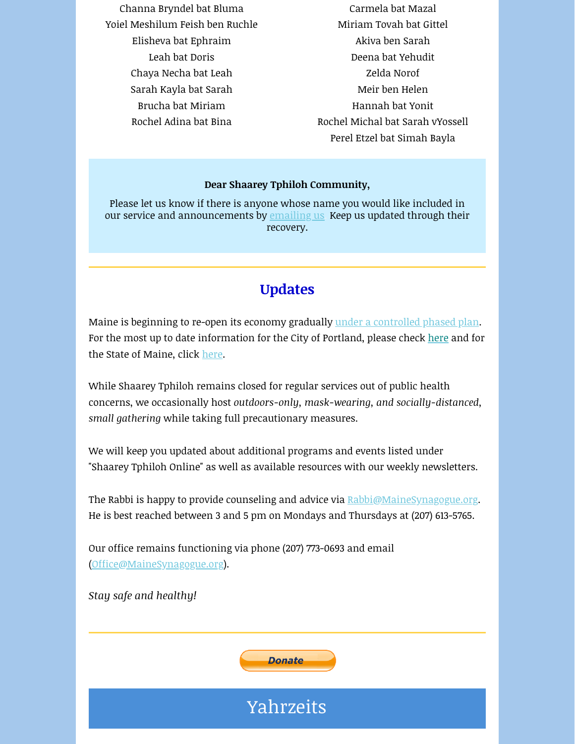Channa Bryndel bat Bluma
Yoiel Meshilum Feish ben Ruchle
Elisheva bat Ephraim
Leah bat Doris
Chaya Necha bat Leah
Sarah Kayla bat Sarah
Brucha bat Miriam
Rochel Adina bat Bina

Carmela bat Mazal
Miriam Tovah bat Gittel
Akiva ben Sarah
Deena bat Yehudit
Zelda Norof
Meir ben Helen
Hannah bat Yonit
Rochel Michal bat Sarah vYossell
Perel Etzel bat Simah Bayla

**Dear Shaarey Tphiloh Community,**

Please let us know if there is anyone whose name you would like included in our service and announcements by emailing us  Keep us updated through their recovery.

## Updates

Maine is beginning to re-open its economy gradually under a controlled phased plan. For the most up to date information for the City of Portland, please check here and for the State of Maine, click here.

While Shaarey Tphiloh remains closed for regular services out of public health concerns, we occasionally host *outdoors-only*, *mask-wearing*, *and socially-distanced*, *small gathering* while taking full precautionary measures.

We will keep you updated about additional programs and events listed under "Shaarey Tphiloh Online" as well as available resources with our weekly newsletters.

The Rabbi is happy to provide counseling and advice via Rabbi@MaineSynagogue.org. He is best reached between 3 and 5 pm on Mondays and Thursdays at (207) 613-5765.

Our office remains functioning via phone (207) 773-0693 and email (Office@MaineSynagogue.org).

*Stay safe and healthy!*

Donate

## Yahrzeits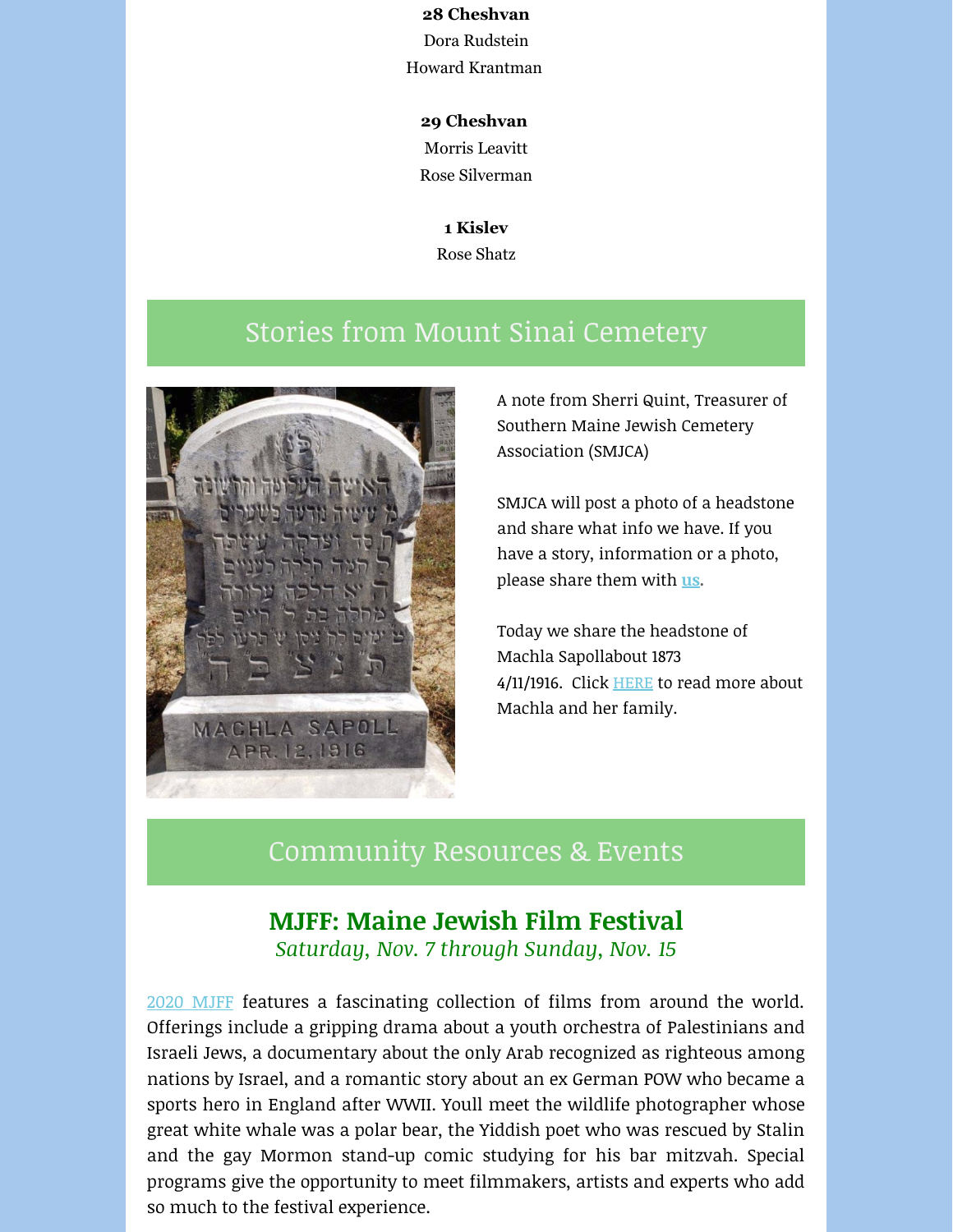**28 Cheshvan**

Dora Rudstein

Howard Krantman

**29 Cheshvan**

Morris Leavitt

Rose Silverman

**1 Kislev**

Rose Shatz

## Stories from Mount Sinai Cemetery

A note from Sherri Quint, Treasurer of Southern Maine Jewish Cemetery Association (SMJCA)

SMJCA will post a photo of a headstone and share what info we have. If you have a story, information or a photo, please share them with **us**.

Today we share the headstone of Machla Sapollabout 1873 4/11/1916. Click HERE to read more about Machla and her family.

## Community Resources & Events

### MJFF: Maine Jewish Film Festival

*Saturday, Nov. 7 through Sunday, Nov. 15*

2020 MJFF features a fascinating collection of films from around the world. Offerings include a gripping drama about a youth orchestra of Palestinians and Israeli Jews, a documentary about the only Arab recognized as righteous among nations by Israel, and a romantic story about an ex German POW who became a sports hero in England after WWII. Youll meet the wildlife photographer whose great white whale was a polar bear, the Yiddish poet who was rescued by Stalin and the gay Mormon stand-up comic studying for his bar mitzvah. Special programs give the opportunity to meet filmmakers, artists and experts who add so much to the festival experience.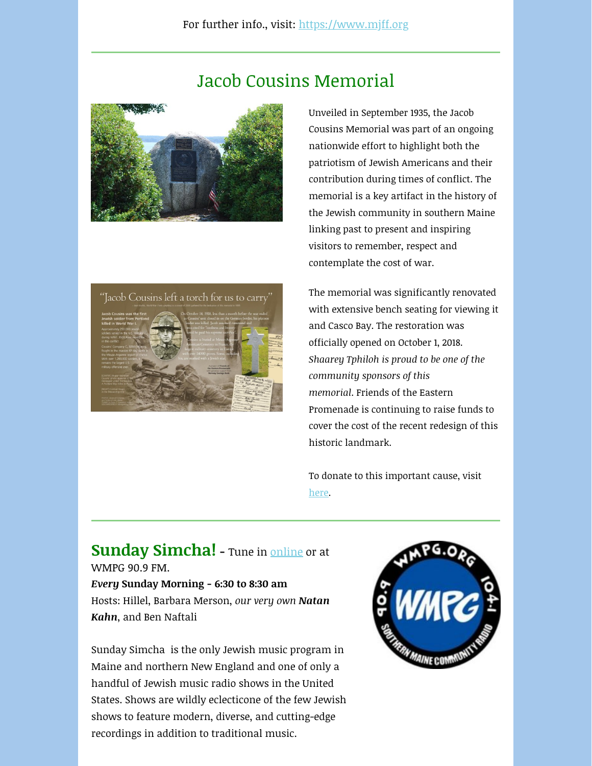For further info., visit: https://www.mjff.org

## Jacob Cousins Memorial

Unveiled in September 1935, the Jacob Cousins Memorial was part of an ongoing nationwide effort to highlight both the patriotism of Jewish Americans and their contribution during times of conflict. The memorial is a key artifact in the history of the Jewish community in southern Maine linking past to present and inspiring visitors to remember, respect and contemplate the cost of war.

The memorial was significantly renovated with extensive bench seating for viewing it and Casco Bay. The restoration was officially opened on October 1, 2018. *Shaarey Tphiloh is proud to be one of the community sponsors of this memorial*. Friends of the Eastern Promenade is continuing to raise funds to cover the cost of the recent redesign of this historic landmark.

To donate to this important cause, visit here.

**Sunday Simcha!** - Tune in online or at WMPG 90.9 FM.
***Every* Sunday Morning - 6:30 to 8:30 am**
Hosts: Hillel, Barbara Merson, *our very own* ***Natan Kahn***, and Ben Naftali

Sunday Simcha is the only Jewish music program in Maine and northern New England and one of only a handful of Jewish music radio shows in the United States. Shows are wildly eclecticone of the few Jewish shows to feature modern, diverse, and cutting-edge recordings in addition to traditional music.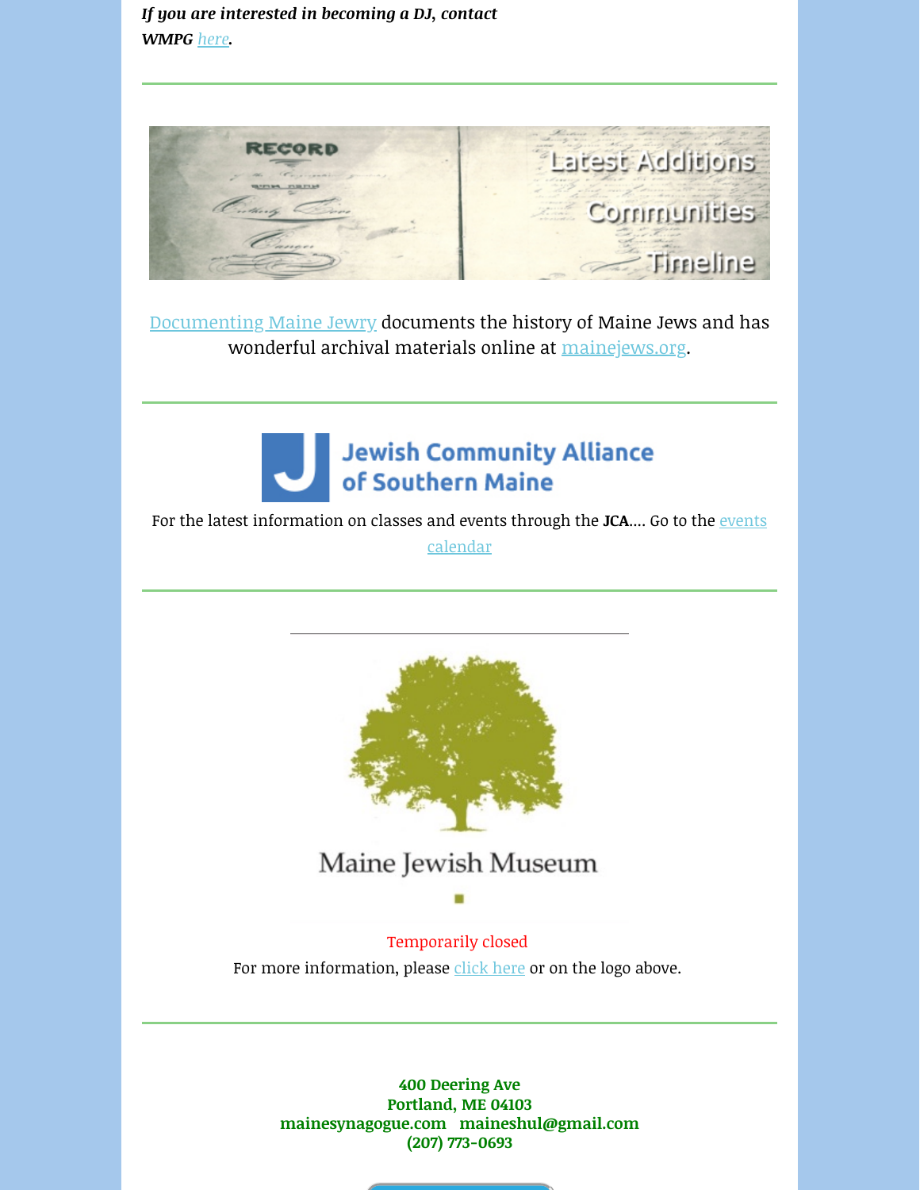***If you are interested in becoming a DJ, contact WMPG here.***

---

Latest Additions

Communities

Timeline

Documenting Maine Jewry documents the history of Maine Jews and has wonderful archival materials online at mainejews.org.

---

Jewish Community Alliance of Southern Maine

For the latest information on classes and events through the **JCA**.... Go to the events calendar

---

Maine Jewish Museum

Temporarily closed

For more information, please click here or on the logo above.

---

**400 Deering Ave**
**Portland, ME 04103**
**mainesynagogue.com maineshul@gmail.com**
**(207) 773-0693**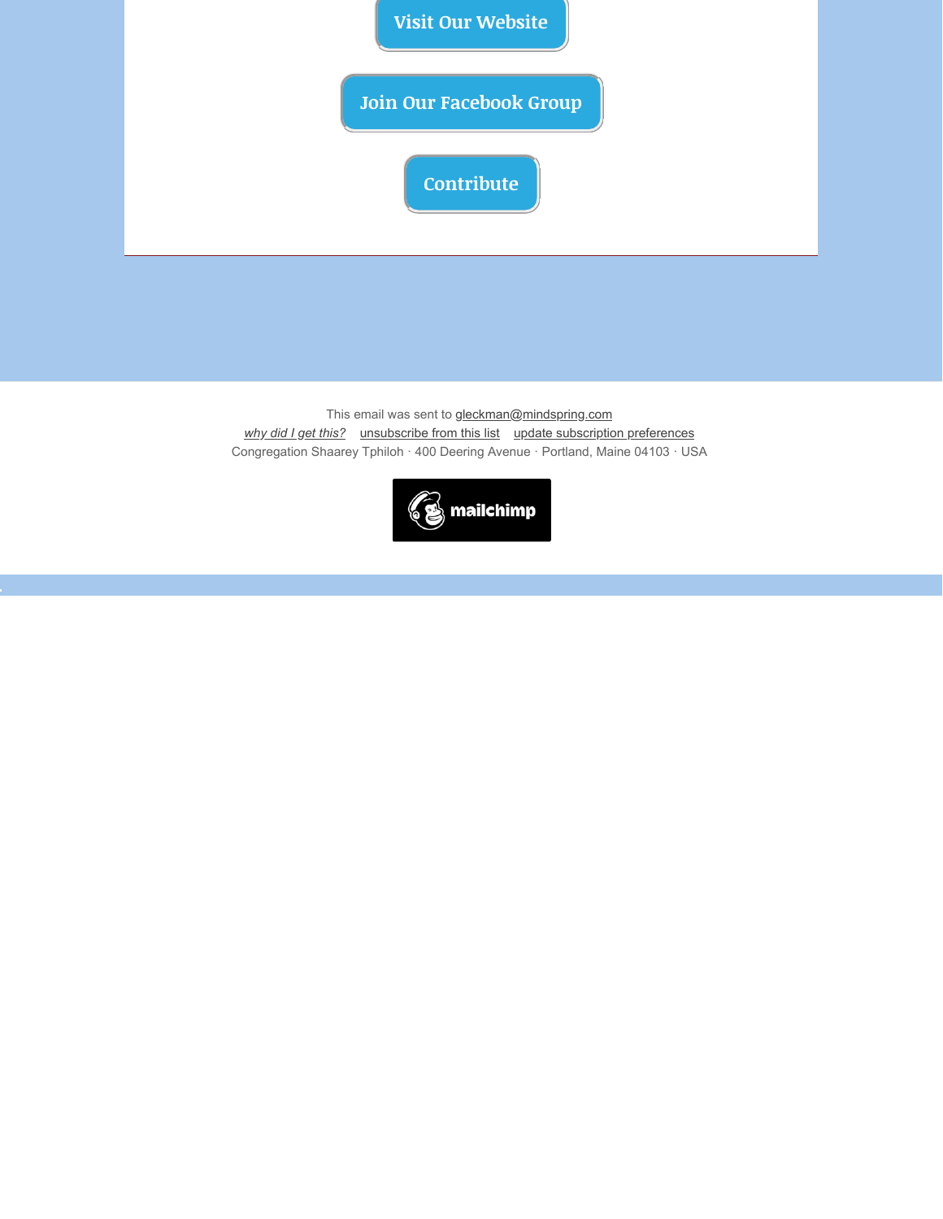Visit Our Website

Join Our Facebook Group

Contribute

This email was sent to gleckman@mindspring.com

*why did I get this?* unsubscribe from this list update subscription preferences

Congregation Shaarey Tphiloh · 400 Deering Avenue · Portland, Maine 04103 · USA

mailchimp